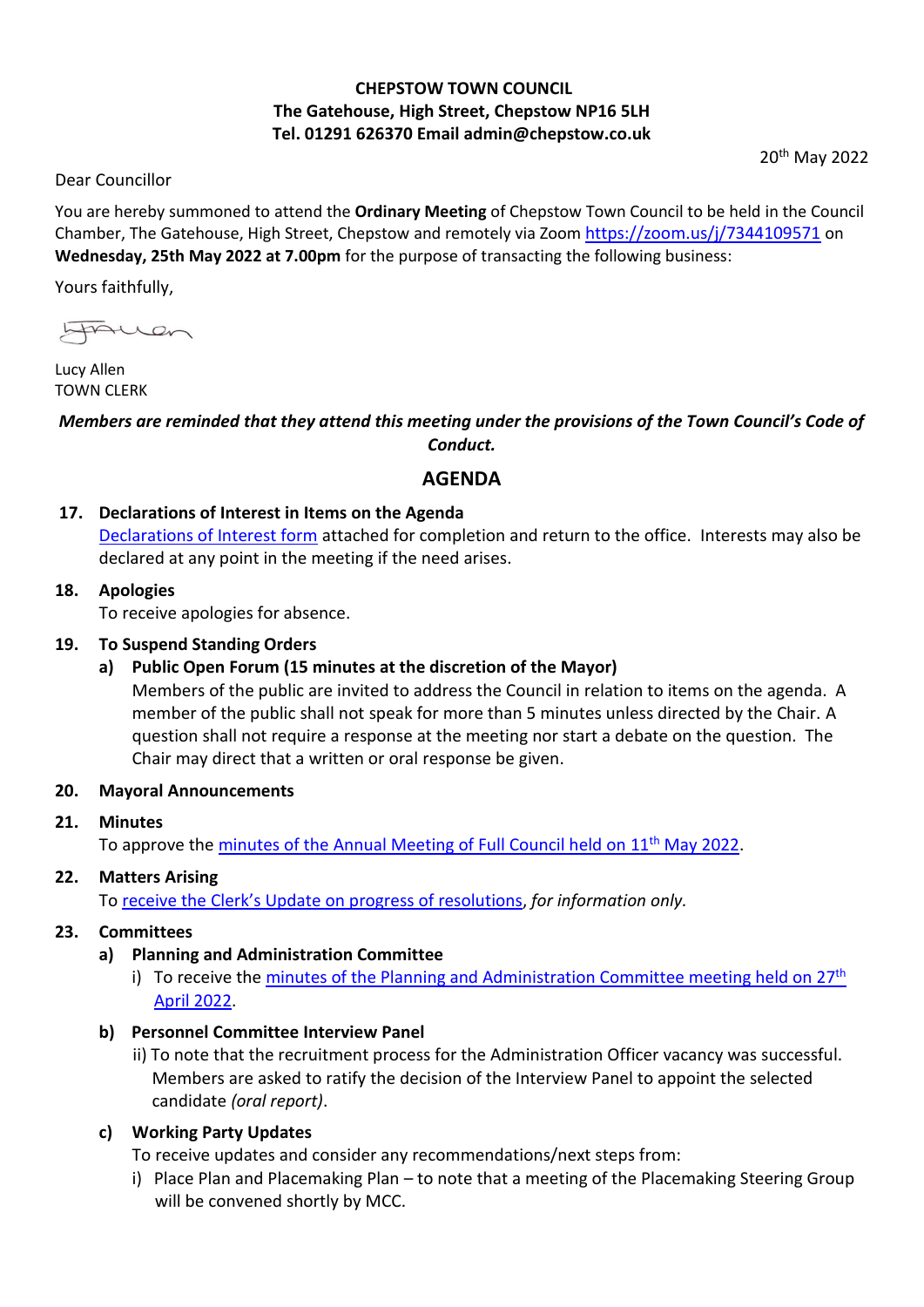**CHEPSTOW TOWN COUNCIL**
**The Gatehouse, High Street, Chepstow NP16 5LH**
**Tel. 01291 626370 Email admin@chepstow.co.uk**

20th May 2022

Dear Councillor

You are hereby summoned to attend the **Ordinary Meeting** of Chepstow Town Council to be held in the Council Chamber, The Gatehouse, High Street, Chepstow and remotely via Zoom https://zoom.us/j/7344109571 on **Wednesday, 25th May 2022 at 7.00pm** for the purpose of transacting the following business:

Yours faithfully,

Lucy Allen
TOWN CLERK

***Members are reminded that they attend this meeting under the provisions of the Town Council's Code of Conduct.***

## AGENDA

**17. Declarations of Interest in Items on the Agenda**
Declarations of Interest form attached for completion and return to the office. Interests may also be declared at any point in the meeting if the need arises.

**18. Apologies**
To receive apologies for absence.

**19. To Suspend Standing Orders**

**a) Public Open Forum (15 minutes at the discretion of the Mayor)**
Members of the public are invited to address the Council in relation to items on the agenda. A member of the public shall not speak for more than 5 minutes unless directed by the Chair. A question shall not require a response at the meeting nor start a debate on the question. The Chair may direct that a written or oral response be given.

**20. Mayoral Announcements**

**21. Minutes**
To approve the minutes of the Annual Meeting of Full Council held on 11th May 2022.

**22. Matters Arising**
To receive the Clerk's Update on progress of resolutions, *for information only.*

**23. Committees**

**a) Planning and Administration Committee**

i) To receive the minutes of the Planning and Administration Committee meeting held on 27th April 2022.

**b) Personnel Committee Interview Panel**

ii) To note that the recruitment process for the Administration Officer vacancy was successful. Members are asked to ratify the decision of the Interview Panel to appoint the selected candidate *(oral report)*.

**c) Working Party Updates**
To receive updates and consider any recommendations/next steps from:

i) Place Plan and Placemaking Plan – to note that a meeting of the Placemaking Steering Group will be convened shortly by MCC.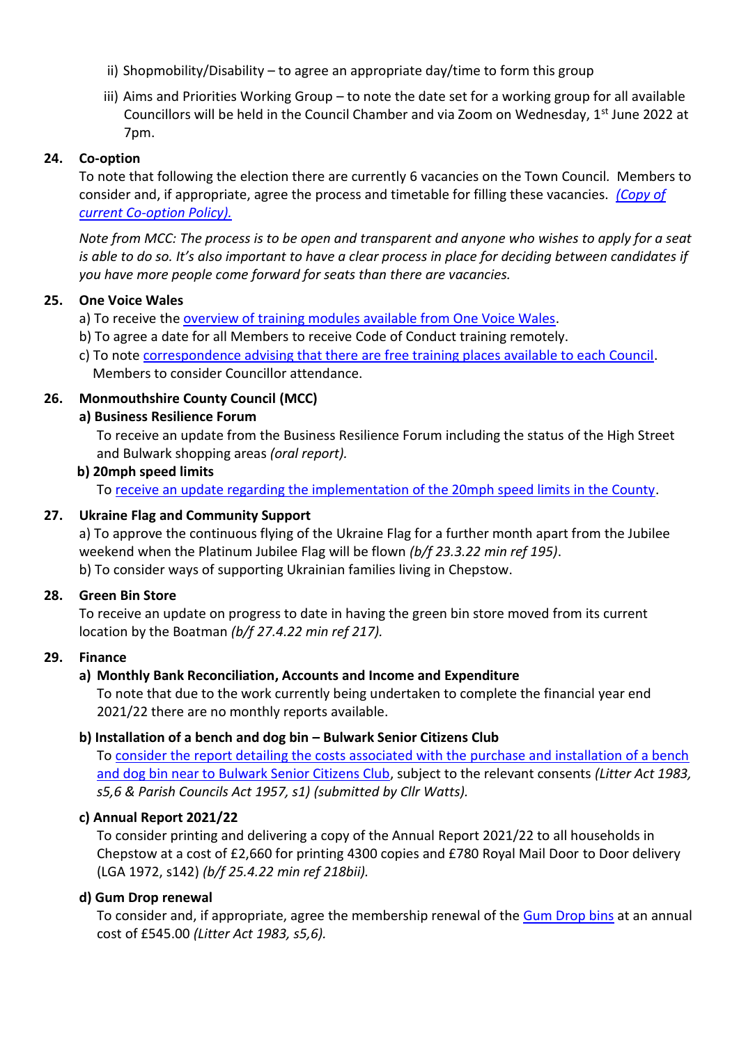ii) Shopmobility/Disability – to agree an appropriate day/time to form this group

iii) Aims and Priorities Working Group – to note the date set for a working group for all available Councillors will be held in the Council Chamber and via Zoom on Wednesday, 1st June 2022 at 7pm.

**24. Co-option**

To note that following the election there are currently 6 vacancies on the Town Council. Members to consider and, if appropriate, agree the process and timetable for filling these vacancies. *(Copy of current Co-option Policy).*

*Note from MCC: The process is to be open and transparent and anyone who wishes to apply for a seat is able to do so. It's also important to have a clear process in place for deciding between candidates if you have more people come forward for seats than there are vacancies.*

**25. One Voice Wales**

a) To receive the overview of training modules available from One Voice Wales.

b) To agree a date for all Members to receive Code of Conduct training remotely.

c) To note correspondence advising that there are free training places available to each Council. Members to consider Councillor attendance.

**26. Monmouthshire County Council (MCC)**

**a) Business Resilience Forum**

To receive an update from the Business Resilience Forum including the status of the High Street and Bulwark shopping areas *(oral report).*

**b) 20mph speed limits**

To receive an update regarding the implementation of the 20mph speed limits in the County.

**27. Ukraine Flag and Community Support**

a) To approve the continuous flying of the Ukraine Flag for a further month apart from the Jubilee weekend when the Platinum Jubilee Flag will be flown *(b/f 23.3.22 min ref 195)*.

b) To consider ways of supporting Ukrainian families living in Chepstow.

**28. Green Bin Store**

To receive an update on progress to date in having the green bin store moved from its current location by the Boatman *(b/f 27.4.22 min ref 217).*

**29. Finance**

**a) Monthly Bank Reconciliation, Accounts and Income and Expenditure**

To note that due to the work currently being undertaken to complete the financial year end 2021/22 there are no monthly reports available.

**b) Installation of a bench and dog bin – Bulwark Senior Citizens Club**

To consider the report detailing the costs associated with the purchase and installation of a bench and dog bin near to Bulwark Senior Citizens Club, subject to the relevant consents *(Litter Act 1983, s5,6 & Parish Councils Act 1957, s1) (submitted by Cllr Watts).*

**c) Annual Report 2021/22**

To consider printing and delivering a copy of the Annual Report 2021/22 to all households in Chepstow at a cost of £2,660 for printing 4300 copies and £780 Royal Mail Door to Door delivery (LGA 1972, s142) *(b/f 25.4.22 min ref 218bii).*

**d) Gum Drop renewal**

To consider and, if appropriate, agree the membership renewal of the Gum Drop bins at an annual cost of £545.00 *(Litter Act 1983, s5,6).*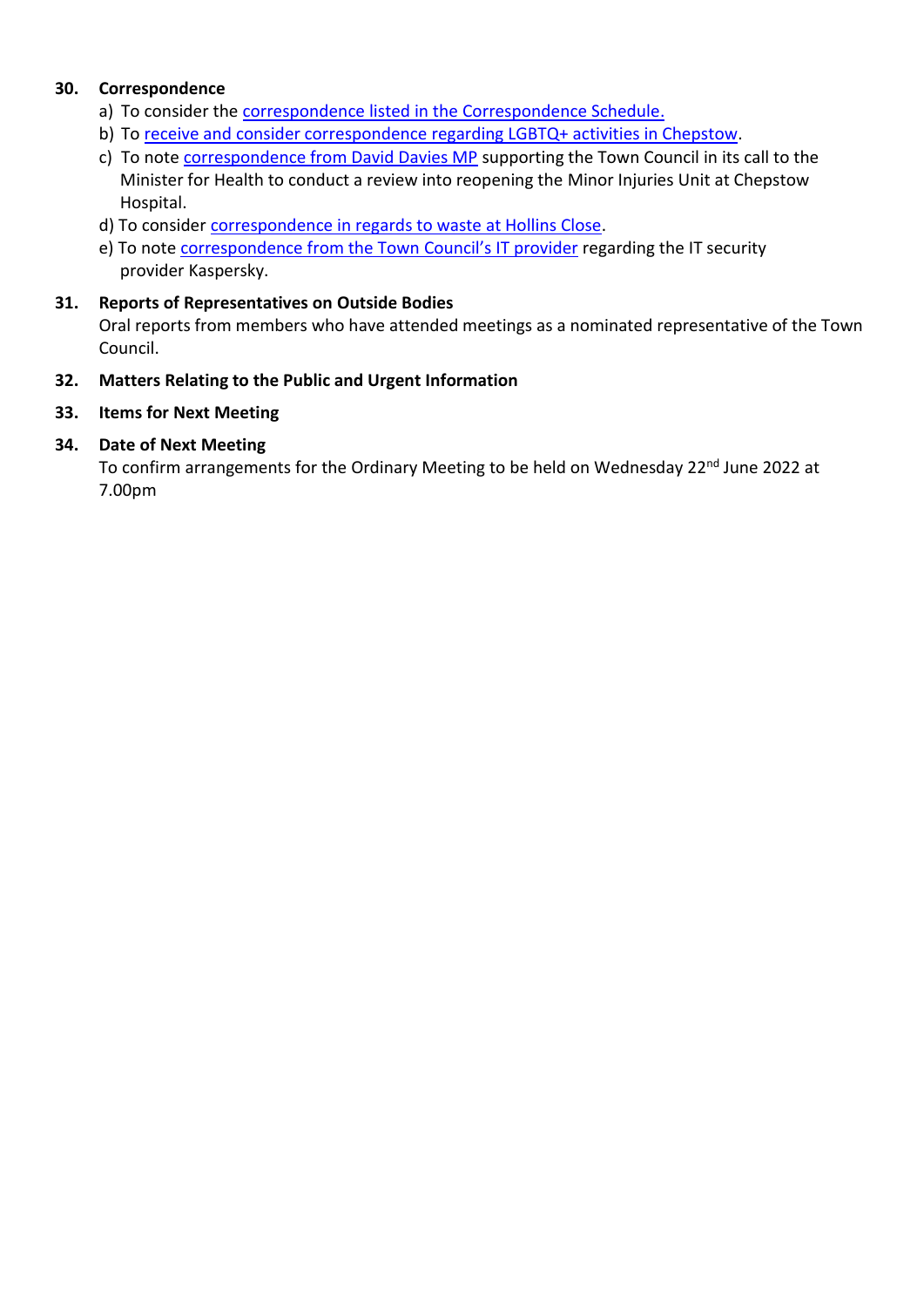**30. Correspondence**

a) To consider the correspondence listed in the Correspondence Schedule.

b) To receive and consider correspondence regarding LGBTQ+ activities in Chepstow.

c) To note correspondence from David Davies MP supporting the Town Council in its call to the Minister for Health to conduct a review into reopening the Minor Injuries Unit at Chepstow Hospital.

d) To consider correspondence in regards to waste at Hollins Close.

e) To note correspondence from the Town Council's IT provider regarding the IT security provider Kaspersky.

**31. Reports of Representatives on Outside Bodies**

Oral reports from members who have attended meetings as a nominated representative of the Town Council.

**32. Matters Relating to the Public and Urgent Information**

**33. Items for Next Meeting**

**34. Date of Next Meeting**

To confirm arrangements for the Ordinary Meeting to be held on Wednesday 22nd June 2022 at 7.00pm